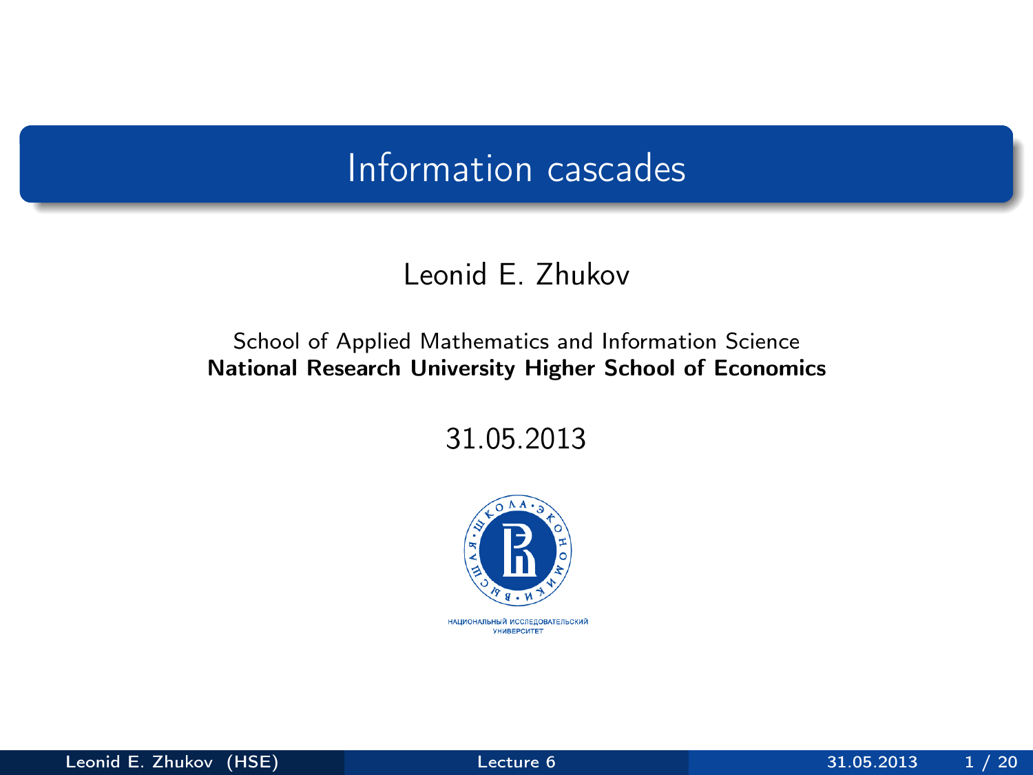# Information cascades

Leonid E. Zhukov

School of Applied Mathematics and Information Science
**National Research University Higher School of Economics**

31.05.2013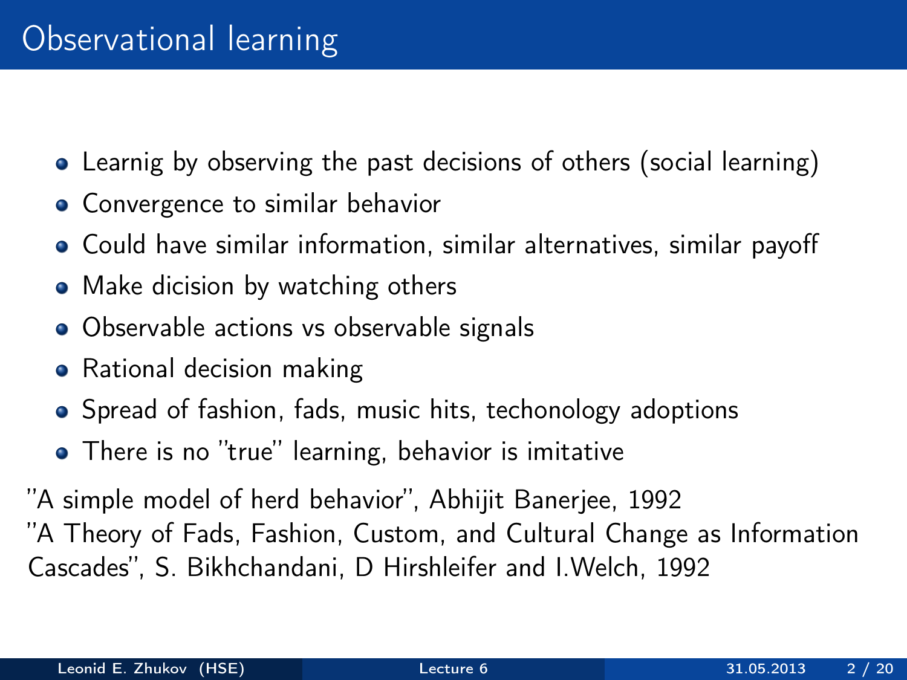# Observational learning

- Learnig by observing the past decisions of others (social learning)
- Convergence to similar behavior
- Could have similar information, similar alternatives, similar payoff
- Make dicision by watching others
- Observable actions vs observable signals
- Rational decision making
- Spread of fashion, fads, music hits, techonology adoptions
- There is no "true" learning, behavior is imitative

"A simple model of herd behavior", Abhijit Banerjee, 1992
"A Theory of Fads, Fashion, Custom, and Cultural Change as Information Cascades", S. Bikhchandani, D Hirshleifer and I.Welch, 1992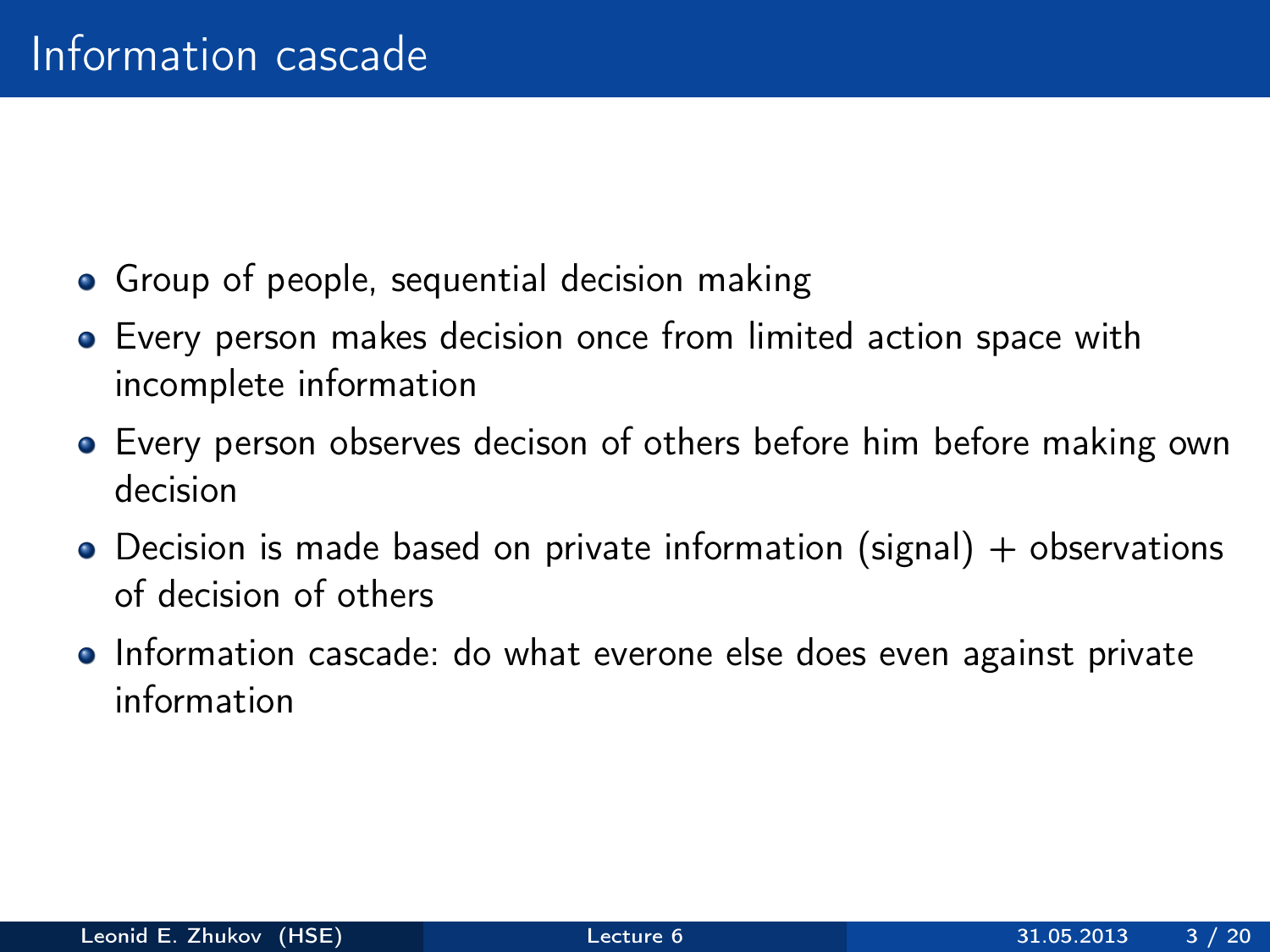# Information cascade

- Group of people, sequential decision making
- Every person makes decision once from limited action space with incomplete information
- Every person observes decison of others before him before making own decision
- Decision is made based on private information (signal) + observations of decision of others
- Information cascade: do what everone else does even against private information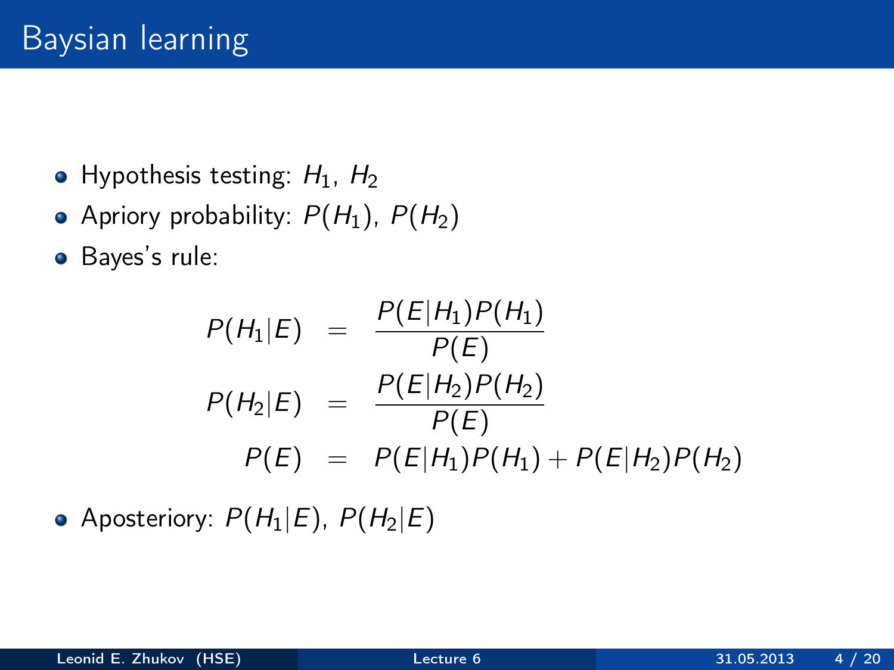# Baysian learning

- Hypothesis testing: $H_1$, $H_2$
- Apriory probability: $P(H_1)$, $P(H_2)$
- Bayes's rule:

$$
\begin{aligned}
P(H_1|E) &= \frac{P(E|H_1)P(H_1)}{P(E)} \\
P(H_2|E) &= \frac{P(E|H_2)P(H_2)}{P(E)} \\
P(E) &= P(E|H_1)P(H_1) + P(E|H_2)P(H_2)
\end{aligned}
$$

- Aposteriory: $P(H_1|E)$, $P(H_2|E)$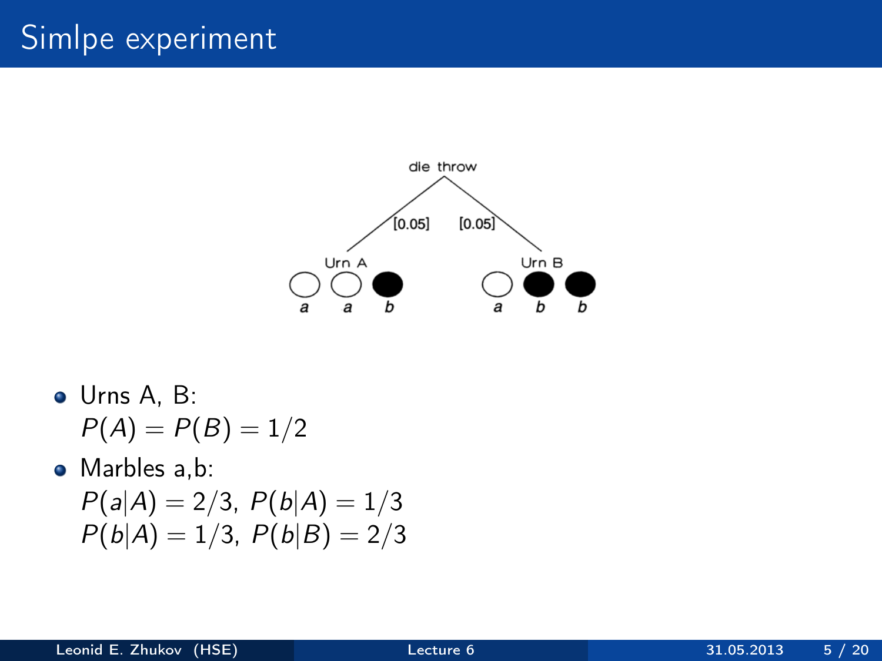# Simlpe experiment

dle throw

[0.05] [0.05]

Urn A — a a b

Urn B — a b b

- Urns A, B:
  $P(A) = P(B) = 1/2$
- Marbles a,b:
  $P(a|A) = 2/3$, $P(b|A) = 1/3$
  $P(b|A) = 1/3$, $P(b|B) = 2/3$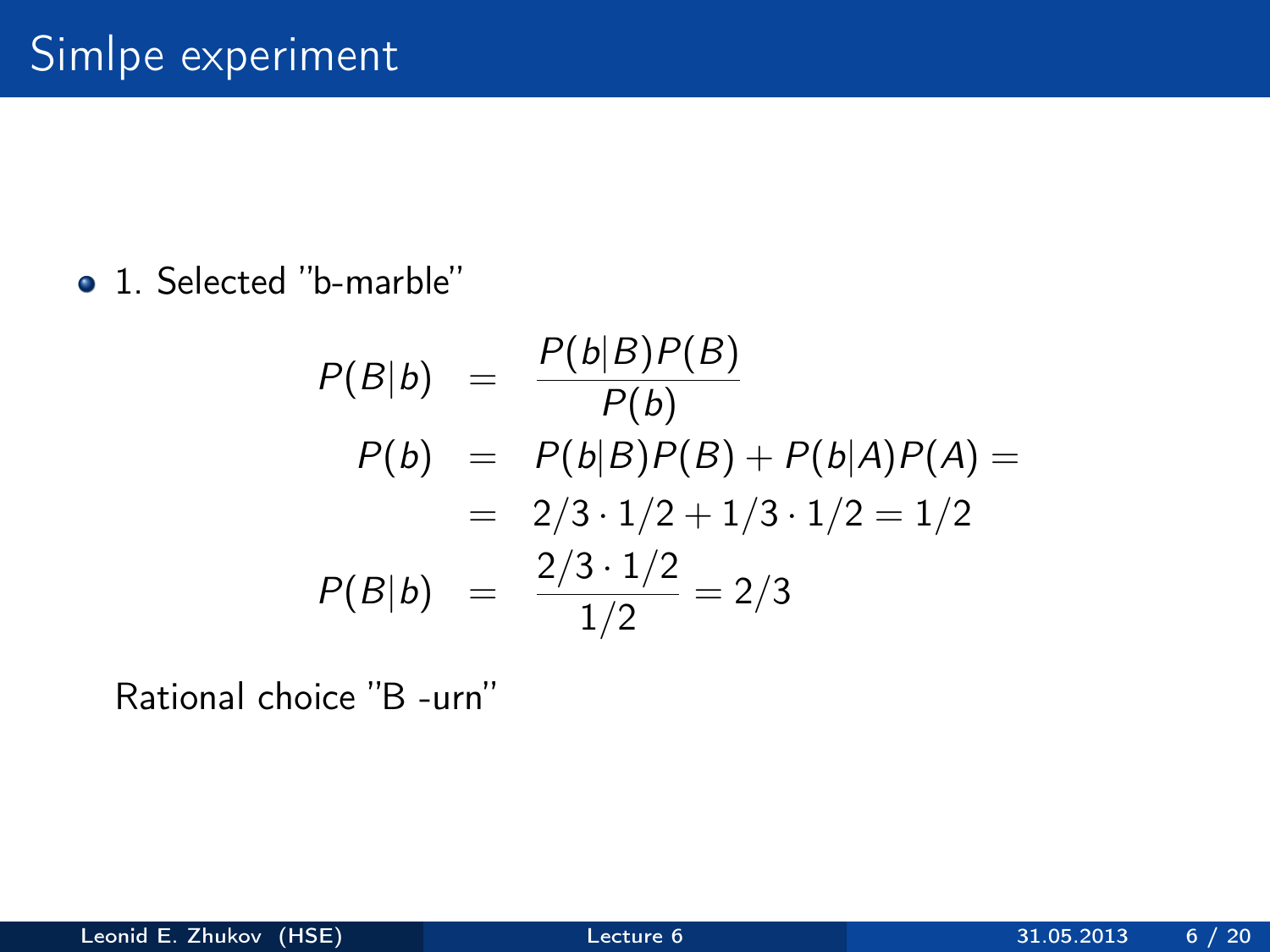# Simlpe experiment

- 1. Selected "b-marble"

$$
\begin{aligned}
P(B|b) &= \frac{P(b|B)P(B)}{P(b)} \\
P(b) &= P(b|B)P(B) + P(b|A)P(A) = \\
&= 2/3 \cdot 1/2 + 1/3 \cdot 1/2 = 1/2 \\
P(B|b) &= \frac{2/3 \cdot 1/2}{1/2} = 2/3
\end{aligned}
$$

Rational choice "B -urn"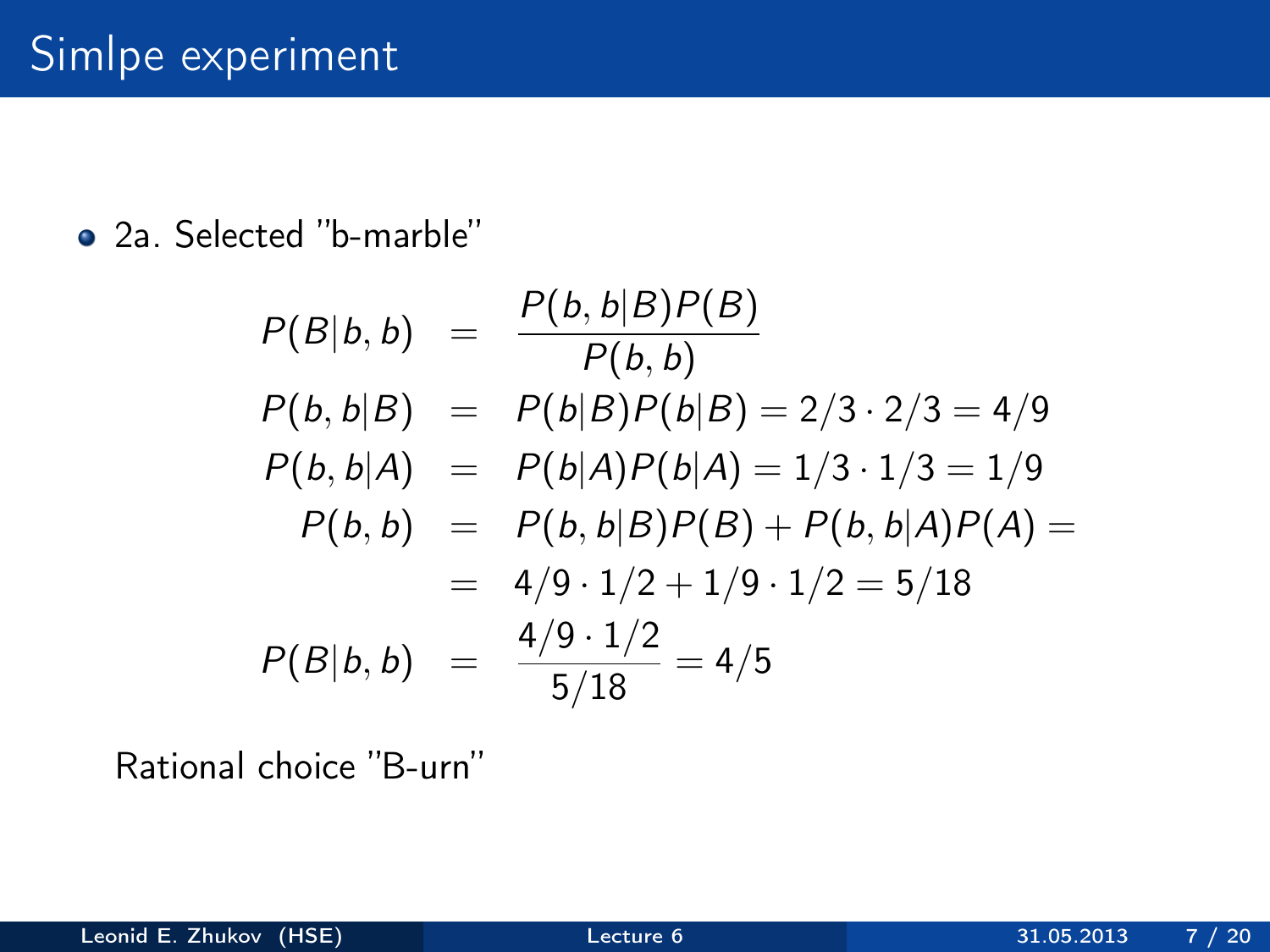# Simlpe experiment

- 2a. Selected "b-marble"

$$
\begin{aligned}
P(B|b,b) &= \frac{P(b,b|B)P(B)}{P(b,b)} \\
P(b,b|B) &= P(b|B)P(b|B) = 2/3 \cdot 2/3 = 4/9 \\
P(b,b|A) &= P(b|A)P(b|A) = 1/3 \cdot 1/3 = 1/9 \\
P(b,b) &= P(b,b|B)P(B) + P(b,b|A)P(A) = \\
&= 4/9 \cdot 1/2 + 1/9 \cdot 1/2 = 5/18 \\
P(B|b,b) &= \frac{4/9 \cdot 1/2}{5/18} = 4/5
\end{aligned}
$$

Rational choice "B-urn"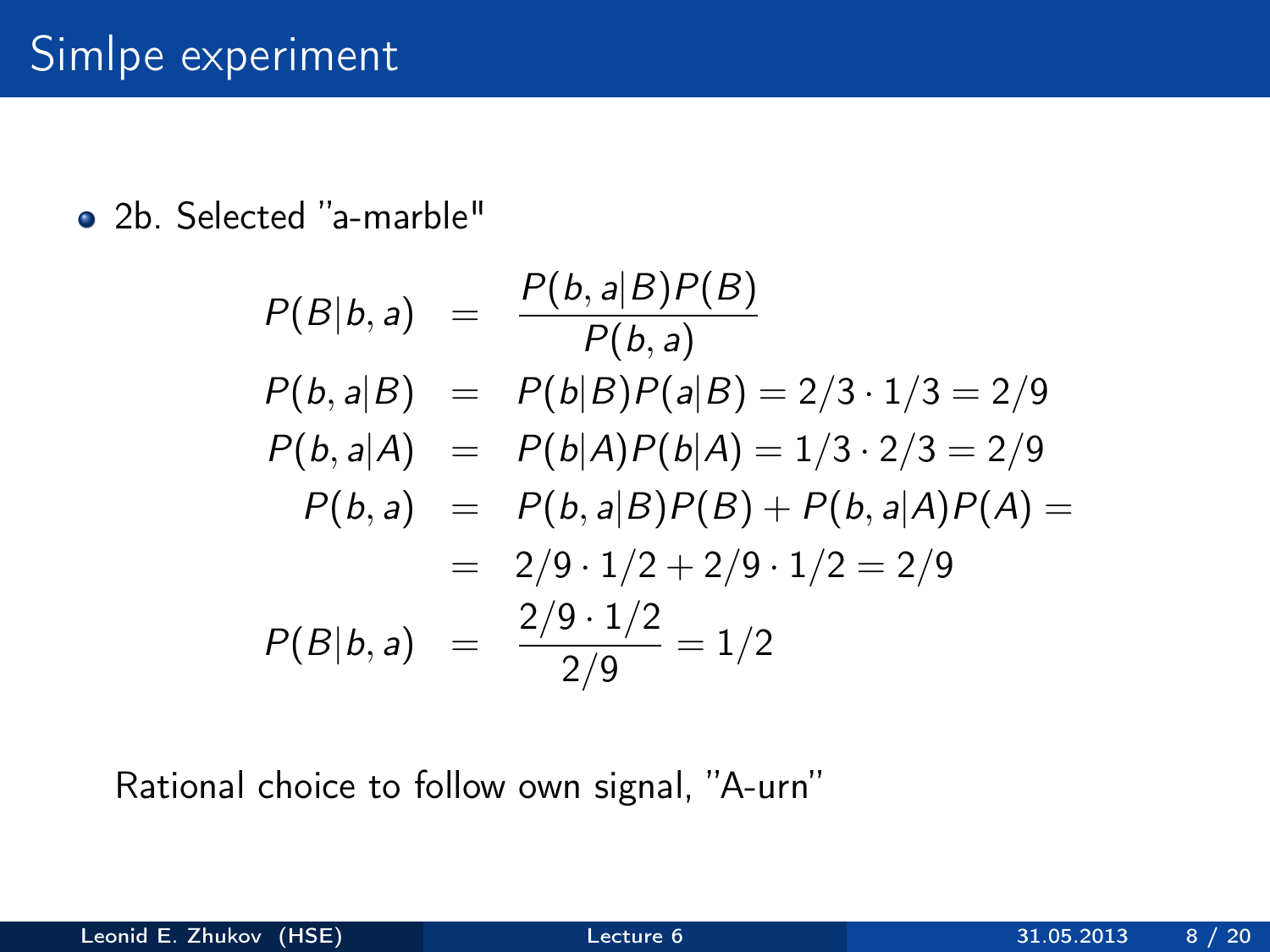# Simlpe experiment

- 2b. Selected "a-marble"

$$
\begin{aligned}
P(B|b,a) &= \frac{P(b,a|B)P(B)}{P(b,a)} \\
P(b,a|B) &= P(b|B)P(a|B) = 2/3 \cdot 1/3 = 2/9 \\
P(b,a|A) &= P(b|A)P(b|A) = 1/3 \cdot 2/3 = 2/9 \\
P(b,a) &= P(b,a|B)P(B) + P(b,a|A)P(A) = \\
&= 2/9 \cdot 1/2 + 2/9 \cdot 1/2 = 2/9 \\
P(B|b,a) &= \frac{2/9 \cdot 1/2}{2/9} = 1/2
\end{aligned}
$$

Rational choice to follow own signal, "A-urn"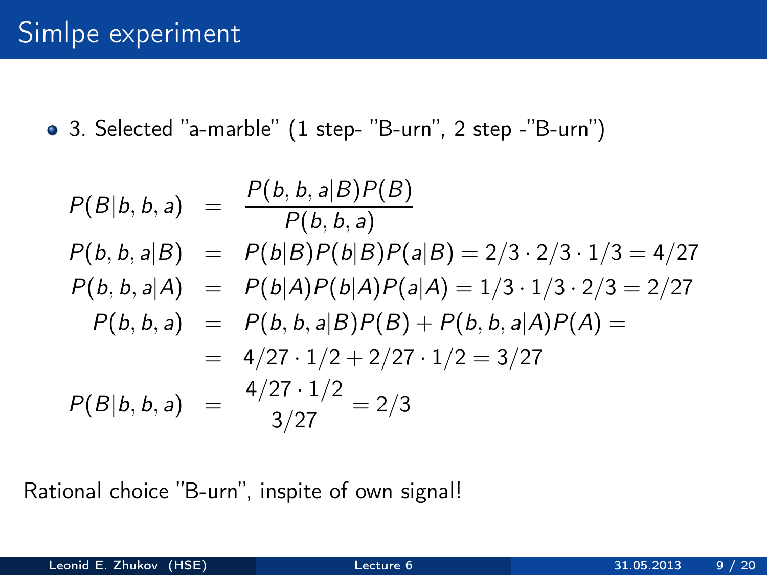# Simlpe experiment

- 3. Selected "a-marble" (1 step- "B-urn", 2 step -"B-urn")

$$
\begin{aligned}
P(B|b,b,a) &= \frac{P(b,b,a|B)P(B)}{P(b,b,a)} \\
P(b,b,a|B) &= P(b|B)P(b|B)P(a|B) = 2/3 \cdot 2/3 \cdot 1/3 = 4/27 \\
P(b,b,a|A) &= P(b|A)P(b|A)P(a|A) = 1/3 \cdot 1/3 \cdot 2/3 = 2/27 \\
P(b,b,a) &= P(b,b,a|B)P(B) + P(b,b,a|A)P(A) = \\
&= 4/27 \cdot 1/2 + 2/27 \cdot 1/2 = 3/27 \\
P(B|b,b,a) &= \frac{4/27 \cdot 1/2}{3/27} = 2/3
\end{aligned}
$$

Rational choice "B-urn", inspite of own signal!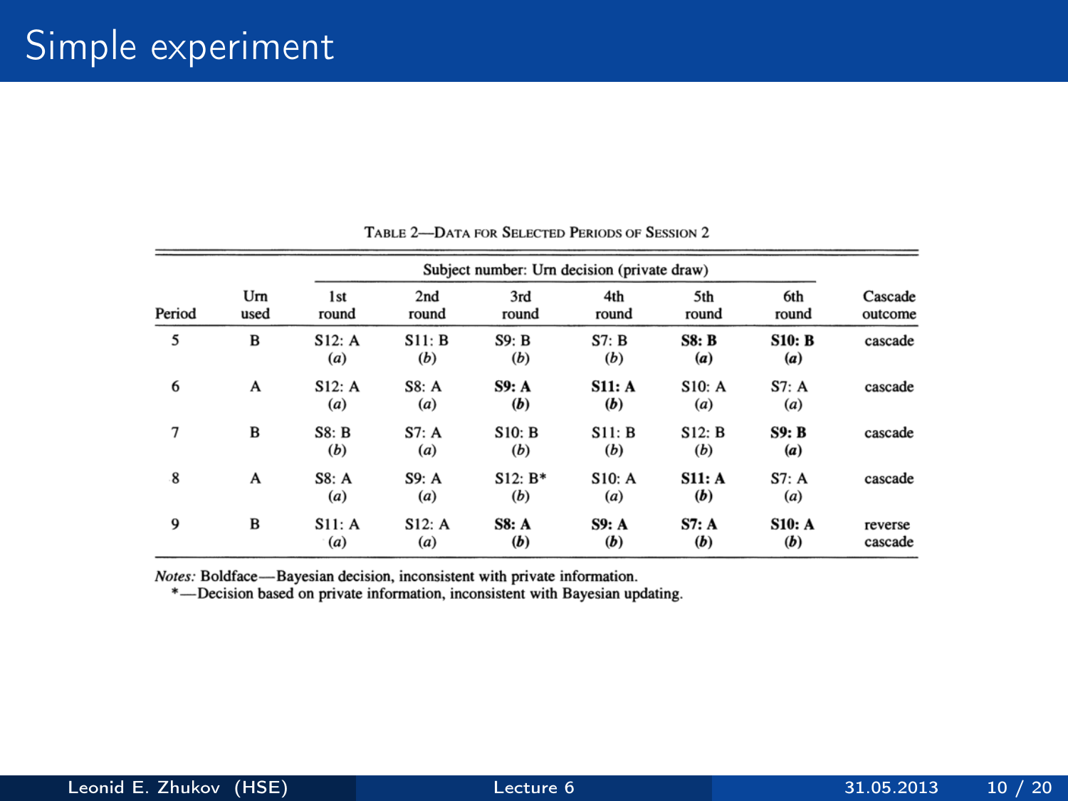# Simple experiment

TABLE 2—DATA FOR SELECTED PERIODS OF SESSION 2

| Period | Urn used | Subject number: Urn decision (private draw) | | | | | | Cascade outcome |
|---|---|---|---|---|---|---|---|---|
| | | 1st round | 2nd round | 3rd round | 4th round | 5th round | 6th round | |
| 5 | B | S12: A (*a*) | S11: B (*b*) | S9: B (*b*) | S7: B (*b*) | **S8: B (*a*)** | **S10: B (*a*)** | cascade |
| 6 | A | S12: A (*a*) | S8: A (*a*) | **S9: A (*b*)** | **S11: A (*b*)** | S10: A (*a*) | S7: A (*a*) | cascade |
| 7 | B | S8: B (*b*) | S7: A (*a*) | S10: B (*b*) | S11: B (*b*) | S12: B (*b*) | **S9: B (*a*)** | cascade |
| 8 | A | S8: A (*a*) | S9: A (*a*) | S12: B* (*b*) | S10: A (*a*) | **S11: A (*b*)** | S7: A (*a*) | cascade |
| 9 | B | S11: A (*a*) | S12: A (*a*) | **S8: A (*b*)** | **S9: A (*b*)** | **S7: A (*b*)** | **S10: A (*b*)** | reverse cascade |

*Notes:* Boldface—Bayesian decision, inconsistent with private information.
*—Decision based on private information, inconsistent with Bayesian updating.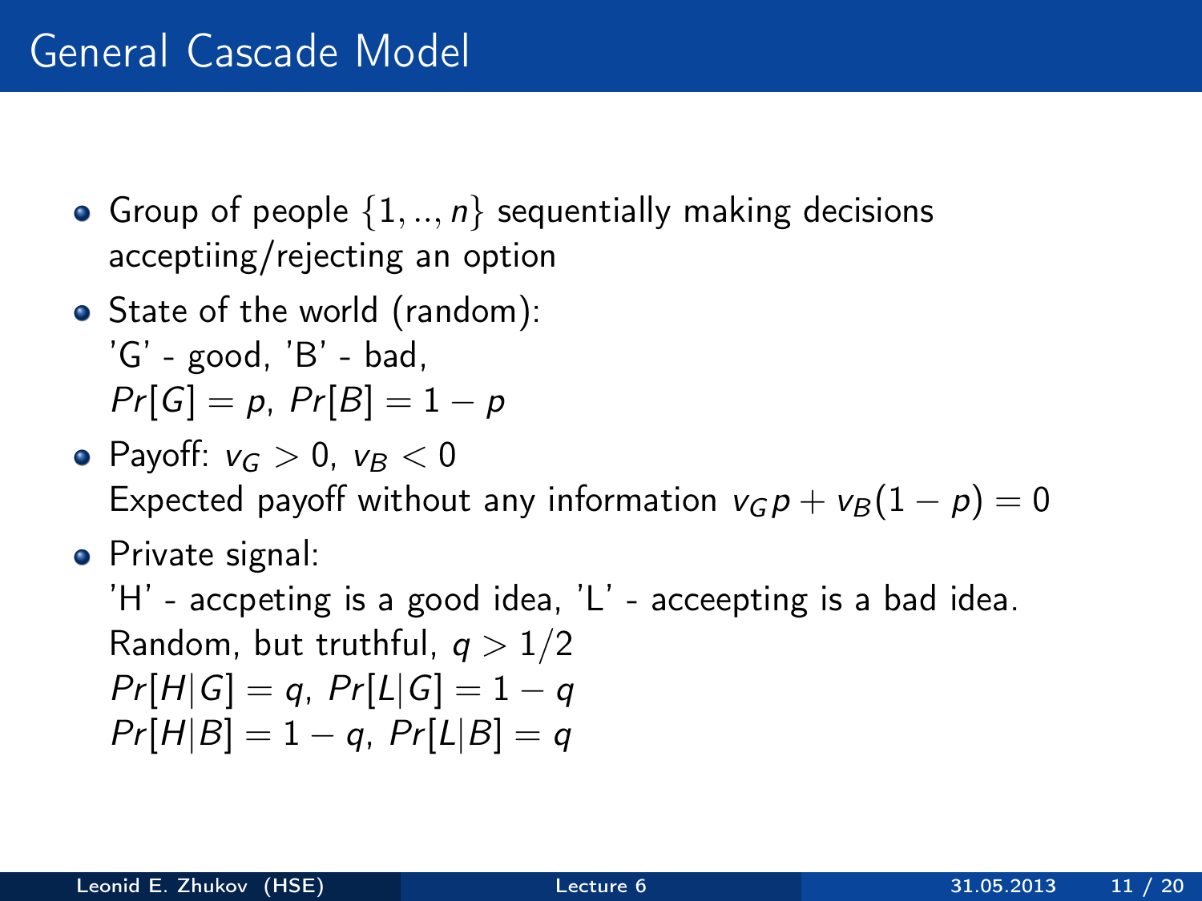# General Cascade Model

- Group of people $\{1, .., n\}$ sequentially making decisions acceptiing/rejecting an option
- State of the world (random):
  'G' - good, 'B' - bad,
  $Pr[G] = p$, $Pr[B] = 1 - p$
- Payoff: $v_G > 0$, $v_B < 0$
  Expected payoff without any information $v_G p + v_B(1 - p) = 0$
- Private signal:
  'H' - accpeting is a good idea, 'L' - acceepting is a bad idea.
  Random, but truthful, $q > 1/2$
  $Pr[H|G] = q$, $Pr[L|G] = 1 - q$
  $Pr[H|B] = 1 - q$, $Pr[L|B] = q$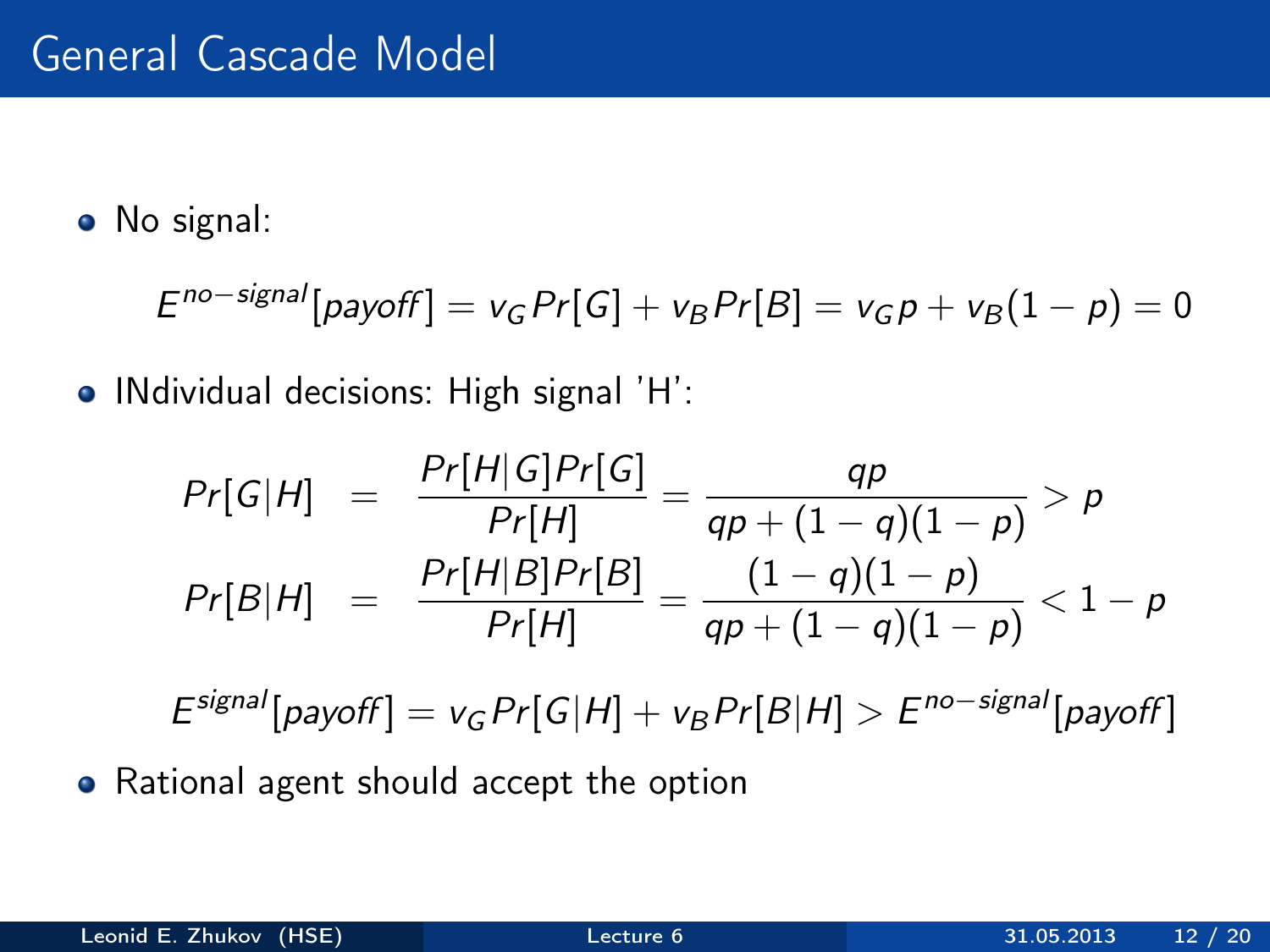# General Cascade Model

- No signal:

$$E^{no-signal}[payoff] = v_G Pr[G] + v_B Pr[B] = v_G p + v_B(1-p) = 0$$

- INdividual decisions: High signal 'H':

$$Pr[G|H] = \frac{Pr[H|G]Pr[G]}{Pr[H]} = \frac{qp}{qp + (1-q)(1-p)} > p$$

$$Pr[B|H] = \frac{Pr[H|B]Pr[B]}{Pr[H]} = \frac{(1-q)(1-p)}{qp + (1-q)(1-p)} < 1 - p$$

$$E^{signal}[payoff] = v_G Pr[G|H] + v_B Pr[B|H] > E^{no-signal}[payoff]$$

- Rational agent should accept the option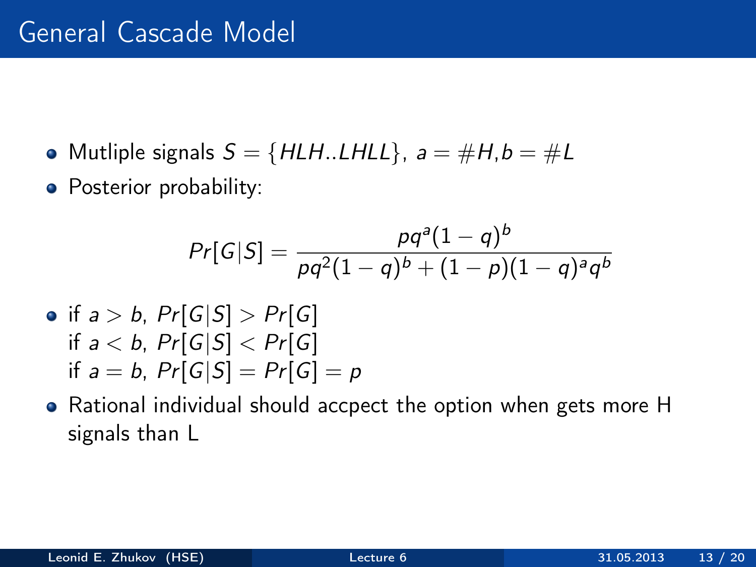# General Cascade Model

- Mutliple signals $S = \{HLH..LHLL\}$, $a = \#H, b = \#L$
- Posterior probability:

$$Pr[G|S] = \frac{pq^a(1-q)^b}{pq^2(1-q)^b + (1-p)(1-q)^a q^b}$$

- if $a > b$, $Pr[G|S] > Pr[G]$
  if $a < b$, $Pr[G|S] < Pr[G]$
  if $a = b$, $Pr[G|S] = Pr[G] = p$
- Rational individual should accpect the option when gets more H signals than L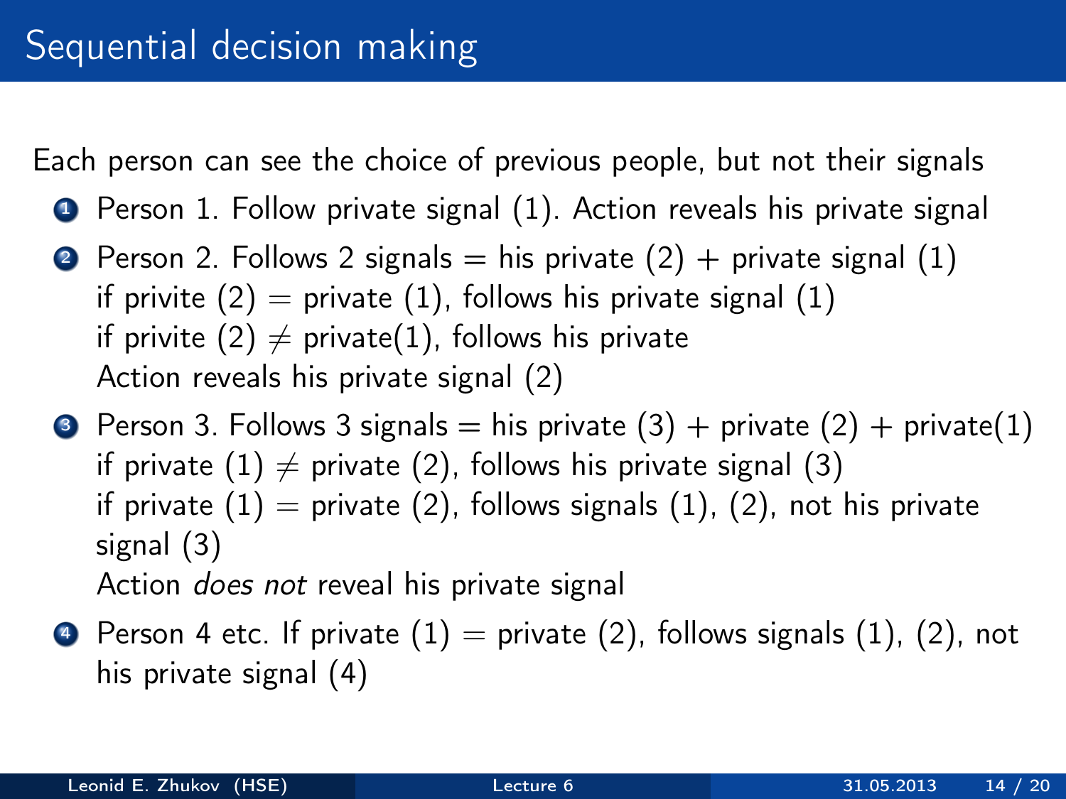# Sequential decision making

Each person can see the choice of previous people, but not their signals

1. Person 1. Follow private signal (1). Action reveals his private signal
2. Person 2. Follows 2 signals = his private (2) + private signal (1)
   if privite (2) = private (1), follows his private signal (1)
   if privite (2) $\neq$ private(1), follows his private
   Action reveals his private signal (2)
3. Person 3. Follows 3 signals = his private (3) + private (2) + private(1)
   if private (1) $\neq$ private (2), follows his private signal (3)
   if private (1) = private (2), follows signals (1), (2), not his private signal (3)
   Action *does not* reveal his private signal
4. Person 4 etc. If private (1) = private (2), follows signals (1), (2), not his private signal (4)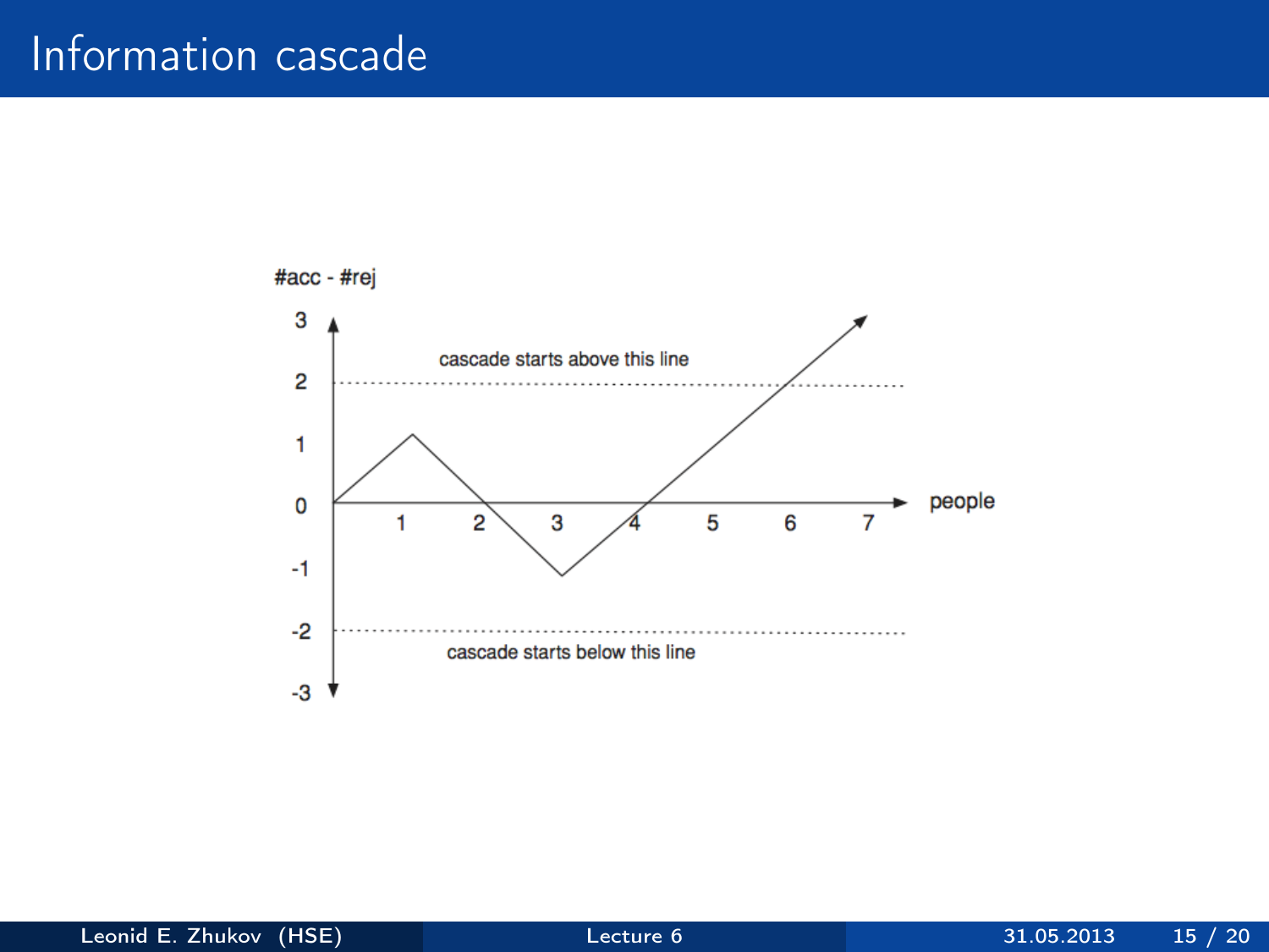# Information cascade

#acc - #rej

cascade starts above this line

cascade starts below this line

people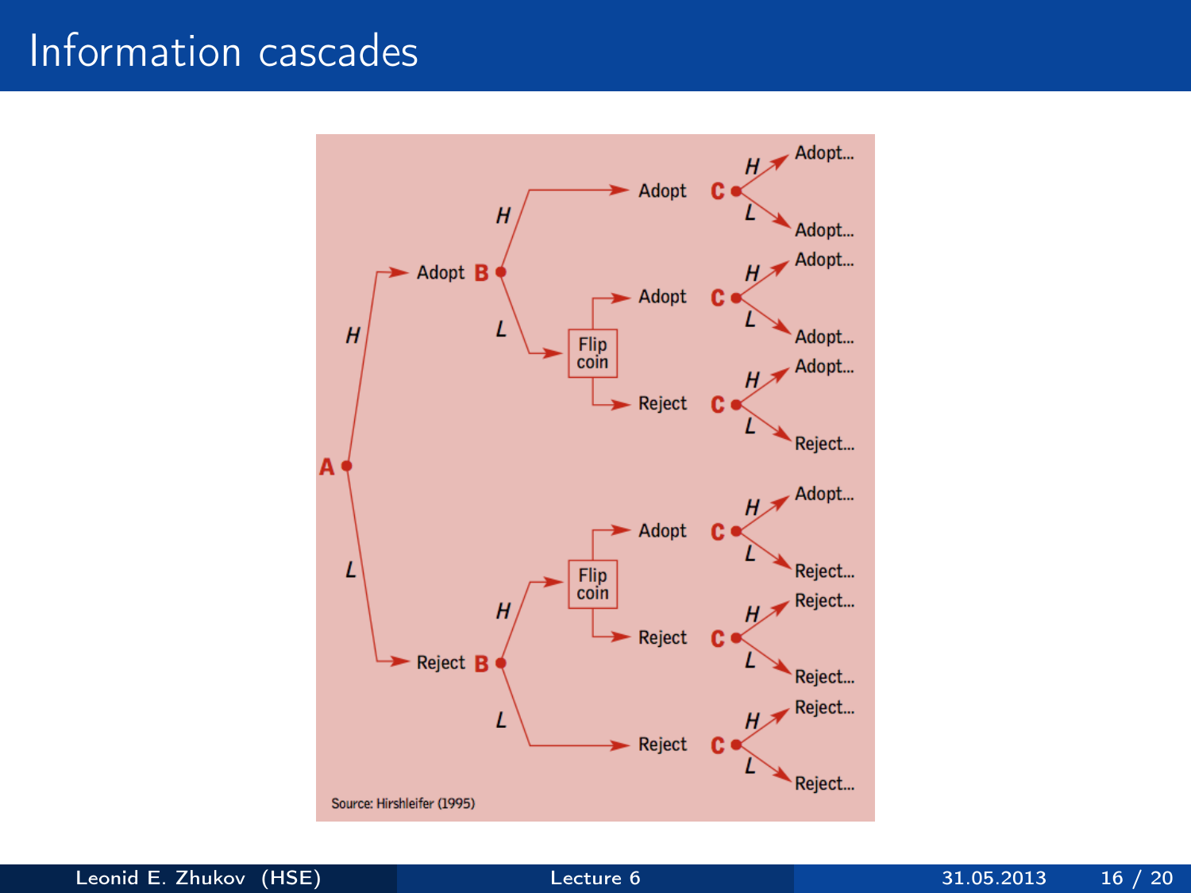# Information cascades

A → H → Adopt B
- B → H → Adopt C
  - C → H → Adopt...
  - C → L → Adopt...
- B → L → Flip coin
  - Adopt C
    - C → H → Adopt...
    - C → L → Adopt...
  - Reject C
    - C → H → Adopt...
    - C → L → Reject...

A → L → Reject B
- B → H → Flip coin
  - Adopt C
    - C → H → Adopt...
    - C → L → Reject...
  - Reject C
    - C → H → Reject...
    - C → L → Reject...
- B → L → Reject C
  - C → H → Reject...
  - C → L → Reject...

Source: Hirshleifer (1995)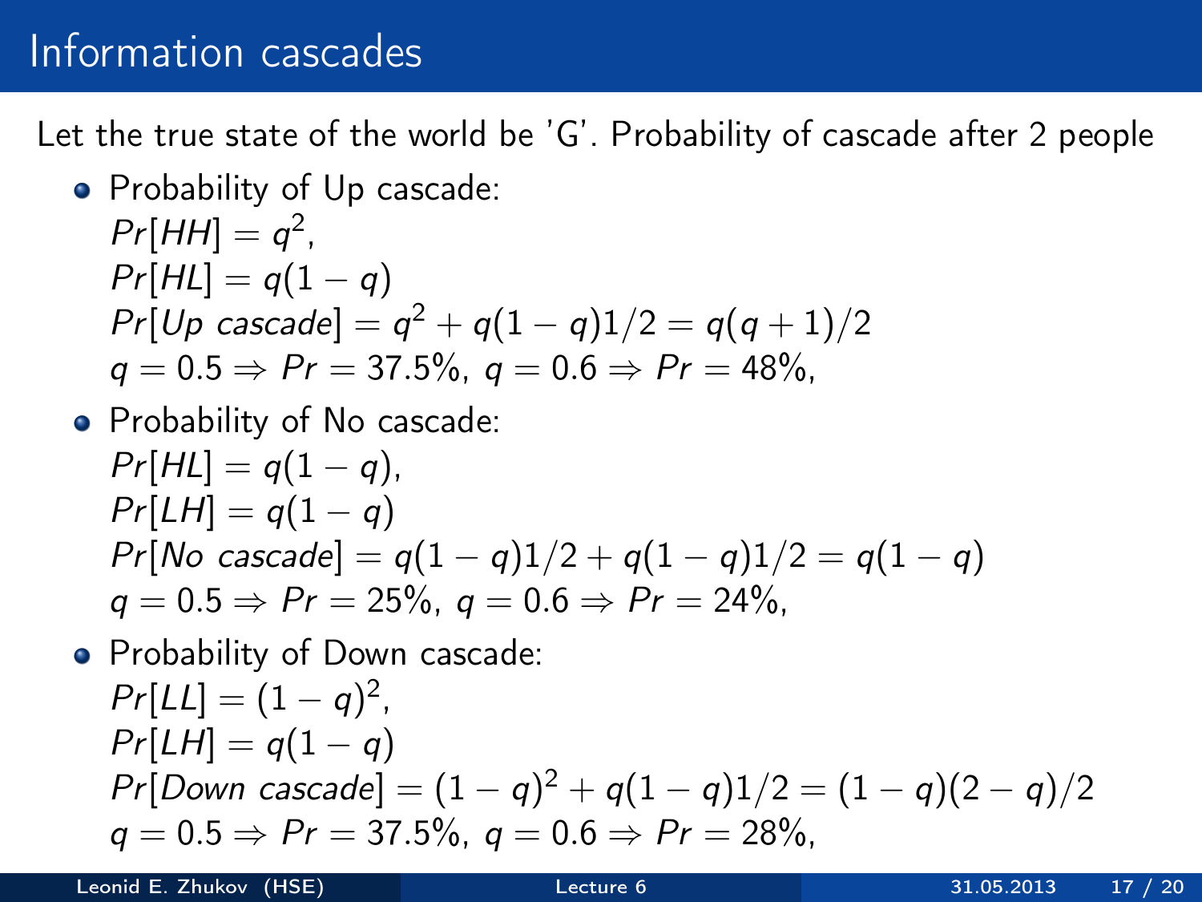# Information cascades

Let the true state of the world be 'G'. Probability of cascade after 2 people

- Probability of Up cascade:
  $Pr[HH] = q^2$,
  $Pr[HL] = q(1-q)$
  $Pr[Up\ cascade] = q^2 + q(1-q)1/2 = q(q+1)/2$
  $q = 0.5 \Rightarrow Pr = 37.5\%$, $q = 0.6 \Rightarrow Pr = 48\%$,
- Probability of No cascade:
  $Pr[HL] = q(1-q)$,
  $Pr[LH] = q(1-q)$
  $Pr[No\ cascade] = q(1-q)1/2 + q(1-q)1/2 = q(1-q)$
  $q = 0.5 \Rightarrow Pr = 25\%$, $q = 0.6 \Rightarrow Pr = 24\%$,
- Probability of Down cascade:
  $Pr[LL] = (1-q)^2$,
  $Pr[LH] = q(1-q)$
  $Pr[Down\ cascade] = (1-q)^2 + q(1-q)1/2 = (1-q)(2-q)/2$
  $q = 0.5 \Rightarrow Pr = 37.5\%$, $q = 0.6 \Rightarrow Pr = 28\%$,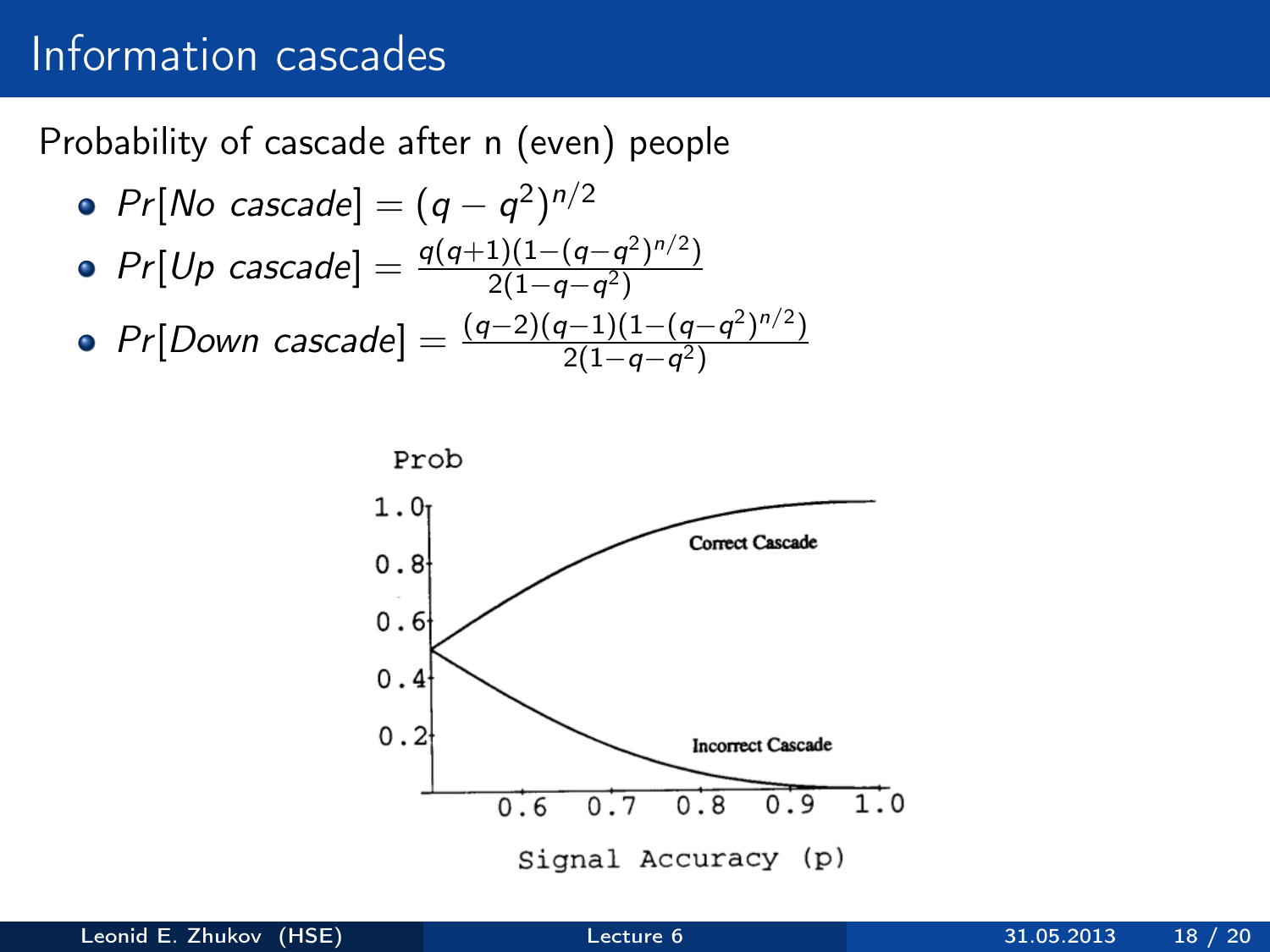# Information cascades

Probability of cascade after n (even) people

- $Pr[No\ cascade] = (q - q^2)^{n/2}$
- $Pr[Up\ cascade] = \frac{q(q+1)(1-(q-q^2)^{n/2})}{2(1-q-q^2)}$
- $Pr[Down\ cascade] = \frac{(q-2)(q-1)(1-(q-q^2)^{n/2})}{2(1-q-q^2)}$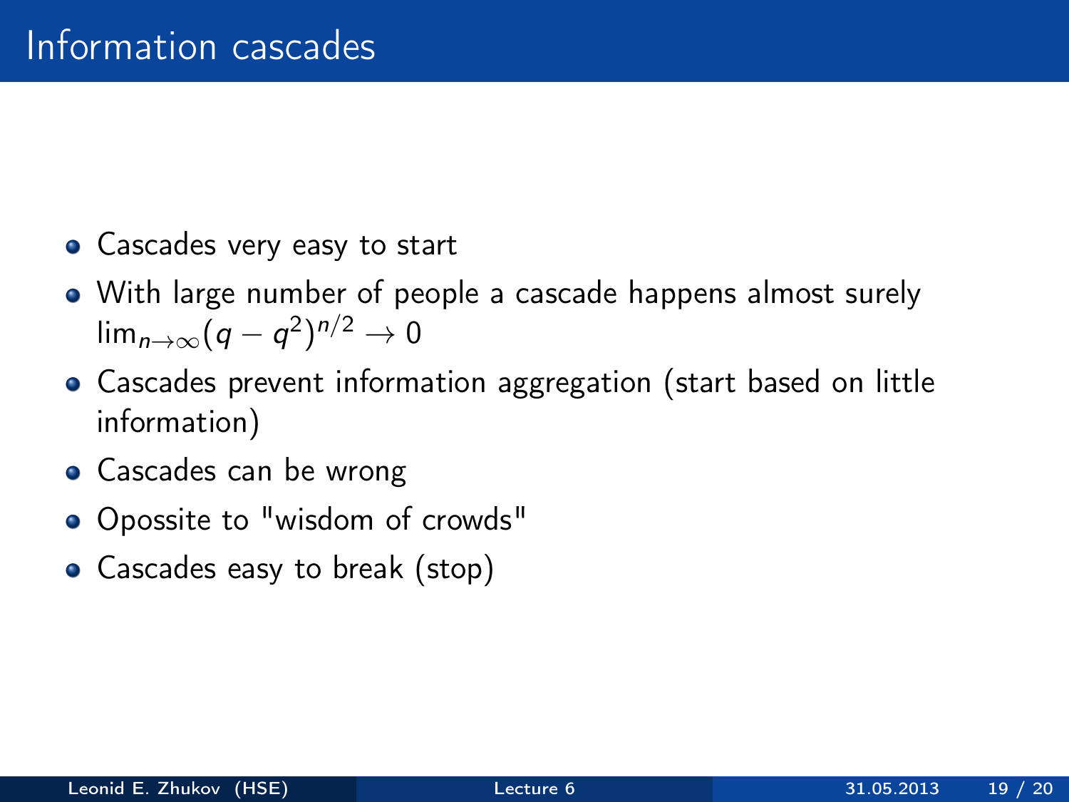# Information cascades

- Cascades very easy to start
- With large number of people a cascade happens almost surely $\lim_{n\to\infty}(q - q^2)^{n/2} \to 0$
- Cascades prevent information aggregation (start based on little information)
- Cascades can be wrong
- Opossite to "wisdom of crowds"
- Cascades easy to break (stop)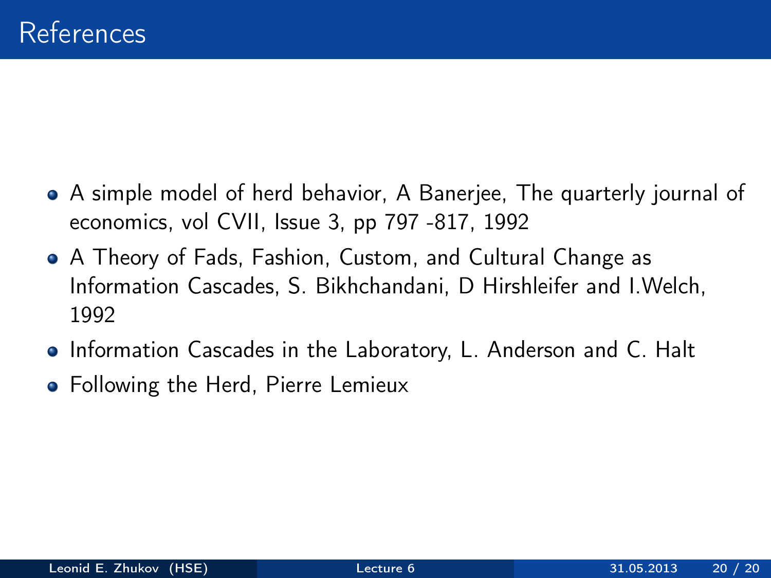# References

- A simple model of herd behavior, A Banerjee, The quarterly journal of economics, vol CVII, Issue 3, pp 797 -817, 1992
- A Theory of Fads, Fashion, Custom, and Cultural Change as Information Cascades, S. Bikhchandani, D Hirshleifer and I.Welch, 1992
- Information Cascades in the Laboratory, L. Anderson and C. Halt
- Following the Herd, Pierre Lemieux